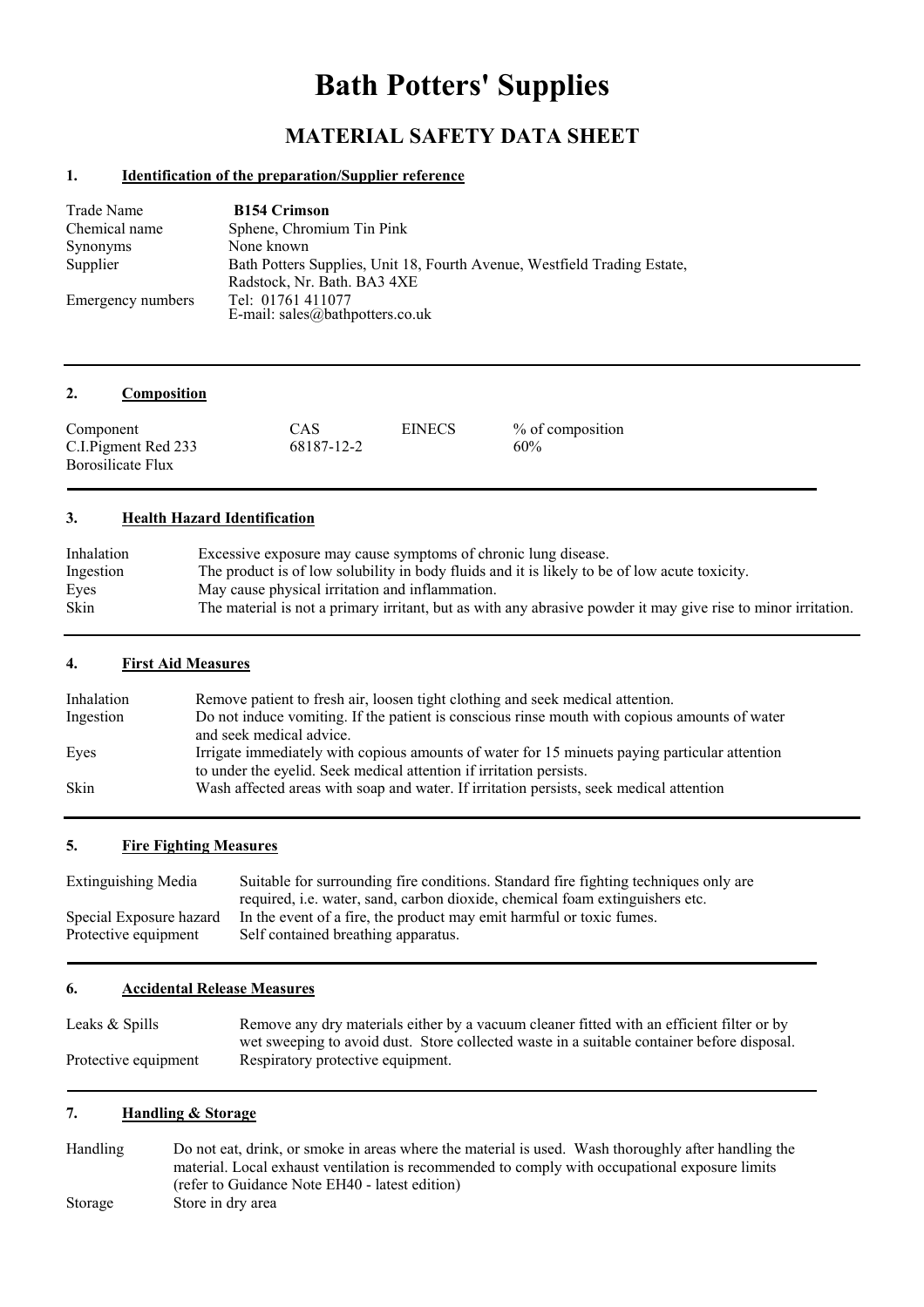# Bath Potters' Supplies

## MATERIAL SAFETY DATA SHEET

### 1. Identification of the preparation/Supplier reference

| | |
|---|---|
| Trade Name | **B154 Crimson** |
| Chemical name | Sphene, Chromium Tin Pink |
| Synonyms | None known |
| Supplier | Bath Potters Supplies, Unit 18, Fourth Avenue, Westfield Trading Estate, Radstock, Nr. Bath. BA3 4XE |
| Emergency numbers | Tel: 01761 411077<br>E-mail: sales@bathpotters.co.uk |

### 2. Composition

| Component | CAS | EINECS | % of composition |
|---|---|---|---|
| C.I.Pigment Red 233 | 68187-12-2 | | 60% |
| Borosilicate Flux | | | |

### 3. Health Hazard Identification

| | |
|---|---|
| Inhalation | Excessive exposure may cause symptoms of chronic lung disease. |
| Ingestion | The product is of low solubility in body fluids and it is likely to be of low acute toxicity. |
| Eyes | May cause physical irritation and inflammation. |
| Skin | The material is not a primary irritant, but as with any abrasive powder it may give rise to minor irritation. |

### 4. First Aid Measures

| | |
|---|---|
| Inhalation | Remove patient to fresh air, loosen tight clothing and seek medical attention. |
| Ingestion | Do not induce vomiting. If the patient is conscious rinse mouth with copious amounts of water and seek medical advice. |
| Eyes | Irrigate immediately with copious amounts of water for 15 minuets paying particular attention to under the eyelid. Seek medical attention if irritation persists. |
| Skin | Wash affected areas with soap and water. If irritation persists, seek medical attention |

### 5. Fire Fighting Measures

| | |
|---|---|
| Extinguishing Media | Suitable for surrounding fire conditions. Standard fire fighting techniques only are required, i.e. water, sand, carbon dioxide, chemical foam extinguishers etc. |
| Special Exposure hazard | In the event of a fire, the product may emit harmful or toxic fumes. |
| Protective equipment | Self contained breathing apparatus. |

### 6. Accidental Release Measures

| | |
|---|---|
| Leaks & Spills | Remove any dry materials either by a vacuum cleaner fitted with an efficient filter or by wet sweeping to avoid dust. Store collected waste in a suitable container before disposal. |
| Protective equipment | Respiratory protective equipment. |

### 7. Handling & Storage

| | |
|---|---|
| Handling | Do not eat, drink, or smoke in areas where the material is used. Wash thoroughly after handling the material. Local exhaust ventilation is recommended to comply with occupational exposure limits (refer to Guidance Note EH40 - latest edition) |
| Storage | Store in dry area |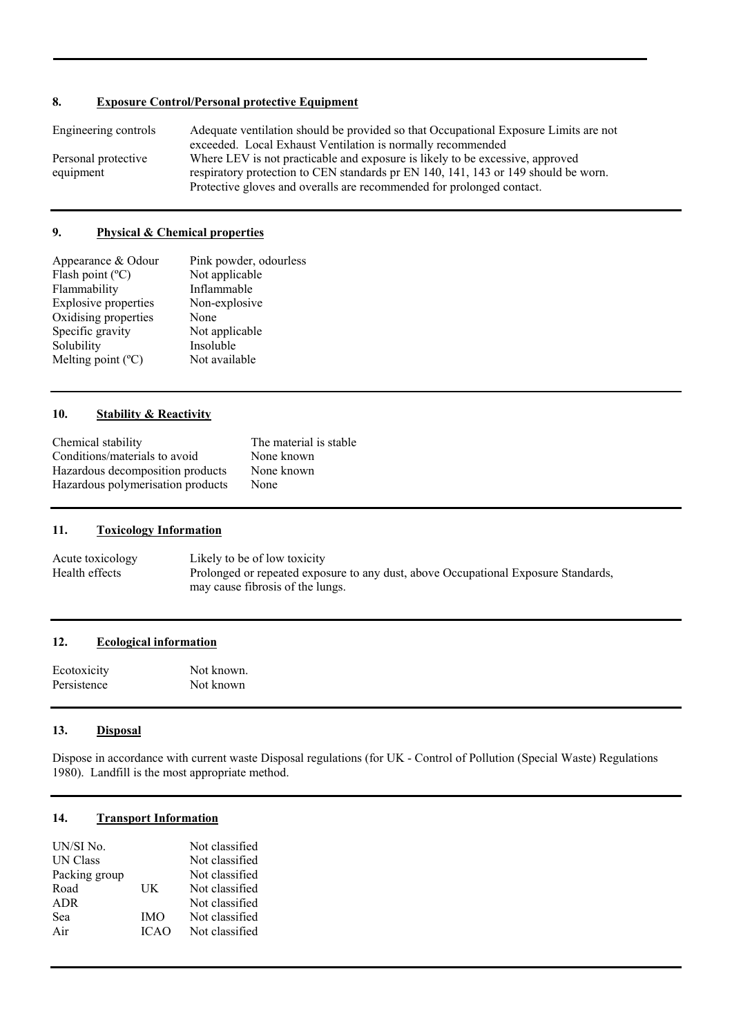## 8. Exposure Control/Personal protective Equipment

| | |
|---|---|
| Engineering controls | Adequate ventilation should be provided so that Occupational Exposure Limits are not exceeded. Local Exhaust Ventilation is normally recommended |
| Personal protective equipment | Where LEV is not practicable and exposure is likely to be excessive, approved respiratory protection to CEN standards pr EN 140, 141, 143 or 149 should be worn. Protective gloves and overalls are recommended for prolonged contact. |

## 9. Physical & Chemical properties

| | |
|---|---|
| Appearance & Odour | Pink powder, odourless |
| Flash point (ºC) | Not applicable |
| Flammability | Inflammable |
| Explosive properties | Non-explosive |
| Oxidising properties | None |
| Specific gravity | Not applicable |
| Solubility | Insoluble |
| Melting point (ºC) | Not available |

## 10. Stability & Reactivity

| | |
|---|---|
| Chemical stability | The material is stable |
| Conditions/materials to avoid | None known |
| Hazardous decomposition products | None known |
| Hazardous polymerisation products | None |

## 11. Toxicology Information

| | |
|---|---|
| Acute toxicology | Likely to be of low toxicity |
| Health effects | Prolonged or repeated exposure to any dust, above Occupational Exposure Standards, may cause fibrosis of the lungs. |

## 12. Ecological information

| | |
|---|---|
| Ecotoxicity | Not known. |
| Persistence | Not known |

## 13. Disposal

Dispose in accordance with current waste Disposal regulations (for UK - Control of Pollution (Special Waste) Regulations 1980). Landfill is the most appropriate method.

## 14. Transport Information

| | | |
|---|---|---|
| UN/SI No. | | Not classified |
| UN Class | | Not classified |
| Packing group | | Not classified |
| Road | UK | Not classified |
| ADR | | Not classified |
| Sea | IMO | Not classified |
| Air | ICAO | Not classified |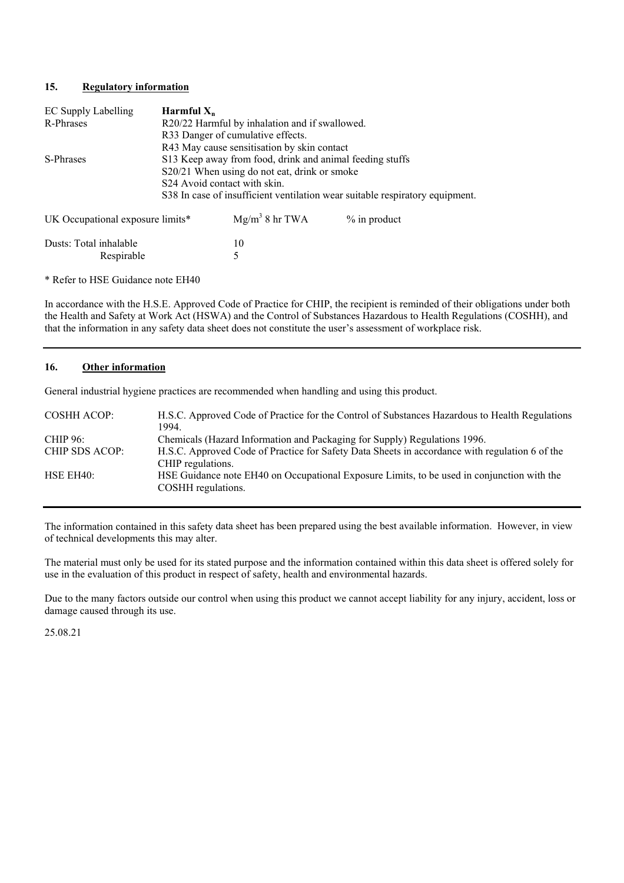## 15. **Regulatory information**

| | |
|---|---|
| EC Supply Labelling | **Harmful $X_n$** |
| R-Phrases | R20/22 Harmful by inhalation and if swallowed. |
| | R33 Danger of cumulative effects. |
| | R43 May cause sensitisation by skin contact |
| S-Phrases | S13 Keep away from food, drink and animal feeding stuffs |
| | S20/21 When using do not eat, drink or smoke |
| | S24 Avoid contact with skin. |
| | S38 In case of insufficient ventilation wear suitable respiratory equipment. |

| UK Occupational exposure limits* | $Mg/m^3$ 8 hr TWA | % in product |
|---|---|---|
| Dusts: Total inhalable | 10 | |
| Respirable | 5 | |

\* Refer to HSE Guidance note EH40

In accordance with the H.S.E. Approved Code of Practice for CHIP, the recipient is reminded of their obligations under both the Health and Safety at Work Act (HSWA) and the Control of Substances Hazardous to Health Regulations (COSHH), and that the information in any safety data sheet does not constitute the user's assessment of workplace risk.

## 16. **Other information**

General industrial hygiene practices are recommended when handling and using this product.

| | |
|---|---|
| COSHH ACOP: | H.S.C. Approved Code of Practice for the Control of Substances Hazardous to Health Regulations 1994. |
| CHIP 96: | Chemicals (Hazard Information and Packaging for Supply) Regulations 1996. |
| CHIP SDS ACOP: | H.S.C. Approved Code of Practice for Safety Data Sheets in accordance with regulation 6 of the CHIP regulations. |
| HSE EH40: | HSE Guidance note EH40 on Occupational Exposure Limits, to be used in conjunction with the COSHH regulations. |

The information contained in this safety data sheet has been prepared using the best available information. However, in view of technical developments this may alter.

The material must only be used for its stated purpose and the information contained within this data sheet is offered solely for use in the evaluation of this product in respect of safety, health and environmental hazards.

Due to the many factors outside our control when using this product we cannot accept liability for any injury, accident, loss or damage caused through its use.

25.08.21